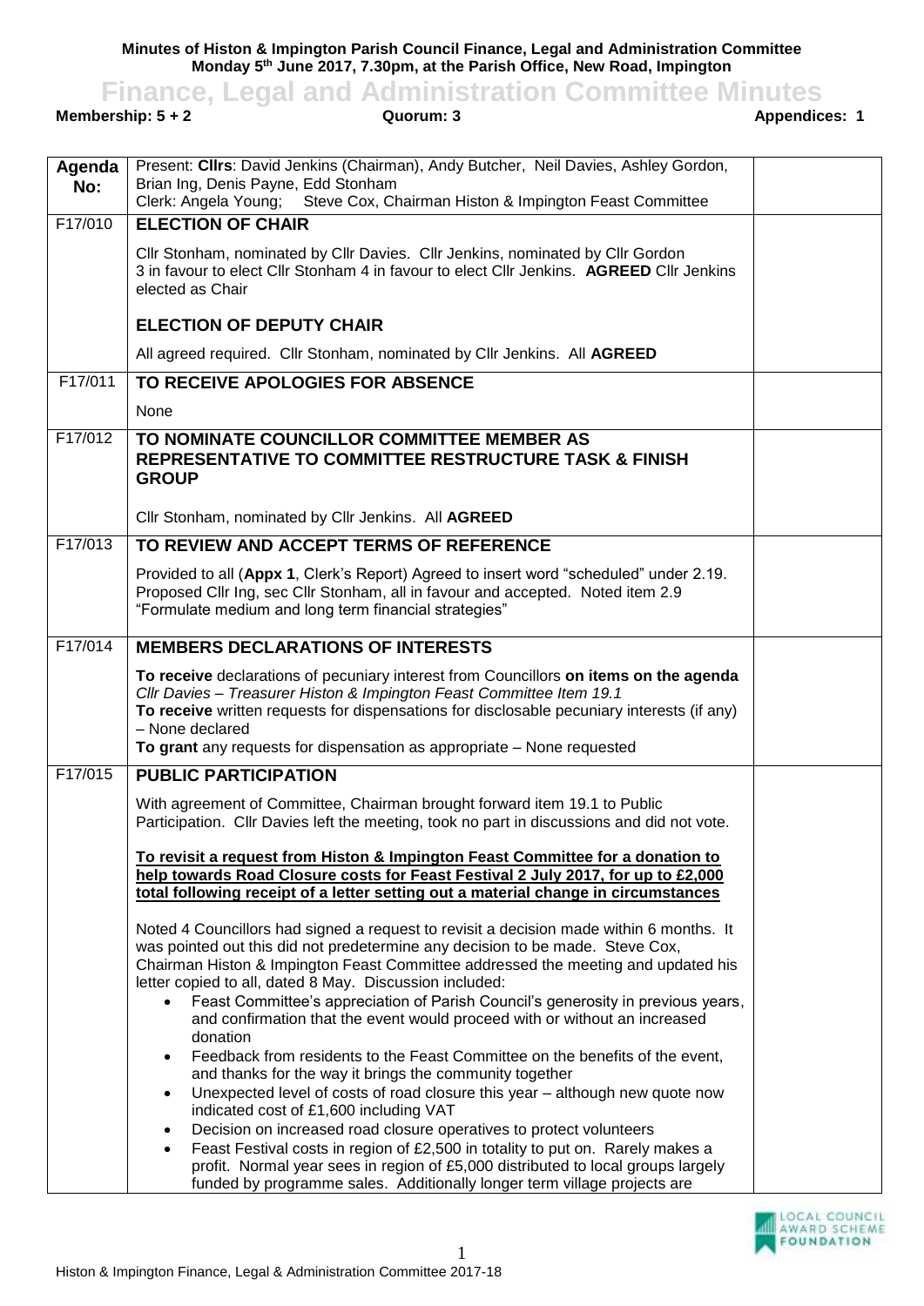**Minutes of Histon & Impington Parish Council Finance, Legal and Administration Committee Monday 5th June 2017, 7.30pm, at the Parish Office, New Road, Impington**

# Finance, Legal and Administration Committee Minutes

**Membership: 5 + 2** | **Quorum: 3** | **Appendices: 1**

| Agenda No: | | |
|---|---|---|
| | Present: **Cllrs**: David Jenkins (Chairman), Andy Butcher, Neil Davies, Ashley Gordon, Brian Ing, Denis Payne, Edd Stonham<br>Clerk: Angela Young; Steve Cox, Chairman Histon & Impington Feast Committee | |
| F17/010 | **ELECTION OF CHAIR**<br><br>Cllr Stonham, nominated by Cllr Davies. Cllr Jenkins, nominated by Cllr Gordon<br>3 in favour to elect Cllr Stonham 4 in favour to elect Cllr Jenkins. **AGREED** Cllr Jenkins elected as Chair<br><br>**ELECTION OF DEPUTY CHAIR**<br><br>All agreed required. Cllr Stonham, nominated by Cllr Jenkins. All **AGREED** | |
| F17/011 | **TO RECEIVE APOLOGIES FOR ABSENCE**<br><br>None | |
| F17/012 | **TO NOMINATE COUNCILLOR COMMITTEE MEMBER AS REPRESENTATIVE TO COMMITTEE RESTRUCTURE TASK & FINISH GROUP**<br><br>Cllr Stonham, nominated by Cllr Jenkins. All **AGREED** | |
| F17/013 | **TO REVIEW AND ACCEPT TERMS OF REFERENCE**<br><br>Provided to all (**Appx 1**, Clerk's Report) Agreed to insert word "scheduled" under 2.19. Proposed Cllr Ing, sec Cllr Stonham, all in favour and accepted. Noted item 2.9 "Formulate medium and long term financial strategies" | |
| F17/014 | **MEMBERS DECLARATIONS OF INTERESTS**<br><br>**To receive** declarations of pecuniary interest from Councillors **on items on the agenda**<br>*Cllr Davies – Treasurer Histon & Impington Feast Committee Item 19.1*<br>**To receive** written requests for dispensations for disclosable pecuniary interests (if any) – None declared<br>**To grant** any requests for dispensation as appropriate – None requested | |
| F17/015 | **PUBLIC PARTICIPATION**<br><br>With agreement of Committee, Chairman brought forward item 19.1 to Public Participation. Cllr Davies left the meeting, took no part in discussions and did not vote.<br><br>**<u>To revisit a request from Histon & Impington Feast Committee for a donation to help towards Road Closure costs for Feast Festival 2 July 2017, for up to £2,000 total following receipt of a letter setting out a material change in circumstances</u>**<br><br>Noted 4 Councillors had signed a request to revisit a decision made within 6 months. It was pointed out this did not predetermine any decision to be made. Steve Cox, Chairman Histon & Impington Feast Committee addressed the meeting and updated his letter copied to all, dated 8 May. Discussion included:<br>• Feast Committee's appreciation of Parish Council's generosity in previous years, and confirmation that the event would proceed with or without an increased donation<br>• Feedback from residents to the Feast Committee on the benefits of the event, and thanks for the way it brings the community together<br>• Unexpected level of costs of road closure this year – although new quote now indicated cost of £1,600 including VAT<br>• Decision on increased road closure operatives to protect volunteers<br>• Feast Festival costs in region of £2,500 in totality to put on. Rarely makes a profit. Normal year sees in region of £5,000 distributed to local groups largely funded by programme sales. Additionally longer term village projects are | |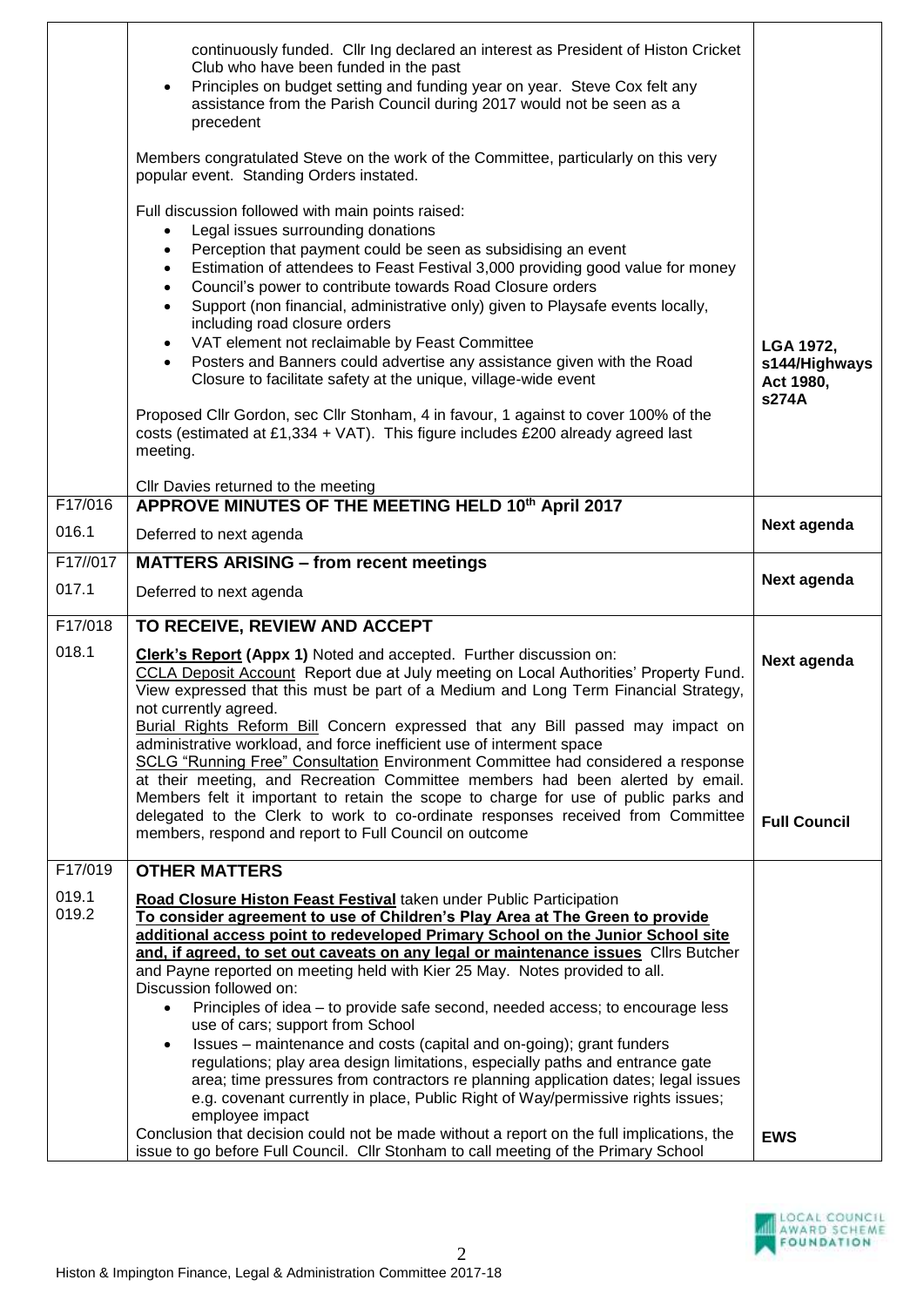| | | |
|---|---|---|
| | continuously funded. Cllr Ing declared an interest as President of Histon Cricket Club who have been funded in the past<br>• Principles on budget setting and funding year on year. Steve Cox felt any assistance from the Parish Council during 2017 would not be seen as a precedent<br><br>Members congratulated Steve on the work of the Committee, particularly on this very popular event. Standing Orders instated.<br><br>Full discussion followed with main points raised:<br>• Legal issues surrounding donations<br>• Perception that payment could be seen as subsidising an event<br>• Estimation of attendees to Feast Festival 3,000 providing good value for money<br>• Council's power to contribute towards Road Closure orders<br>• Support (non financial, administrative only) given to Playsafe events locally, including road closure orders<br>• VAT element not reclaimable by Feast Committee<br>• Posters and Banners could advertise any assistance given with the Road Closure to facilitate safety at the unique, village-wide event<br><br>Proposed Cllr Gordon, sec Cllr Stonham, 4 in favour, 1 against to cover 100% of the costs (estimated at £1,334 + VAT). This figure includes £200 already agreed last meeting.<br><br>Cllr Davies returned to the meeting | **LGA 1972, s144/Highways Act 1980, s274A** |
| F17/016 | **APPROVE MINUTES OF THE MEETING HELD 10th April 2017** | |
| 016.1 | Deferred to next agenda | **Next agenda** |
| F17//017 | **MATTERS ARISING – from recent meetings** | |
| 017.1 | Deferred to next agenda | **Next agenda** |
| F17/018 | **TO RECEIVE, REVIEW AND ACCEPT** | |
| 018.1 | **Clerk's Report (Appx 1)** Noted and accepted. Further discussion on:<br>CCLA Deposit Account Report due at July meeting on Local Authorities' Property Fund. View expressed that this must be part of a Medium and Long Term Financial Strategy, not currently agreed.<br>Burial Rights Reform Bill Concern expressed that any Bill passed may impact on administrative workload, and force inefficient use of interment space<br>SCLG "Running Free" Consultation Environment Committee had considered a response at their meeting, and Recreation Committee members had been alerted by email. Members felt it important to retain the scope to charge for use of public parks and delegated to the Clerk to work to co-ordinate responses received from Committee members, respond and report to Full Council on outcome | **Next agenda**<br><br>**Full Council** |
| F17/019 | **OTHER MATTERS** | |
| 019.1<br>019.2 | **Road Closure Histon Feast Festival** taken under Public Participation<br>**To consider agreement to use of Children's Play Area at The Green to provide additional access point to redeveloped Primary School on the Junior School site and, if agreed, to set out caveats on any legal or maintenance issues** Cllrs Butcher and Payne reported on meeting held with Kier 25 May. Notes provided to all.<br>Discussion followed on:<br>• Principles of idea – to provide safe second, needed access; to encourage less use of cars; support from School<br>• Issues – maintenance and costs (capital and on-going); grant funders regulations; play area design limitations, especially paths and entrance gate area; time pressures from contractors re planning application dates; legal issues e.g. covenant currently in place, Public Right of Way/permissive rights issues; employee impact<br>Conclusion that decision could not be made without a report on the full implications, the issue to go before Full Council. Cllr Stonham to call meeting of the Primary School | **EWS** |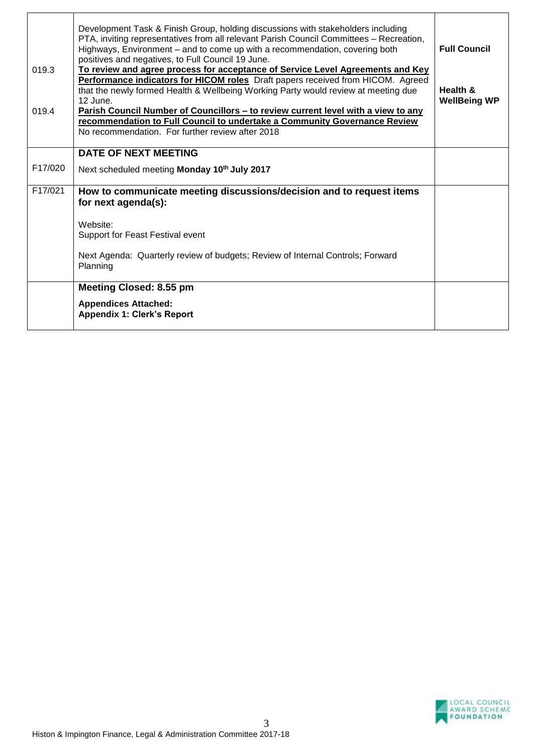| | | |
|---|---|---|
| 019.3<br><br>019.4 | Development Task & Finish Group, holding discussions with stakeholders including PTA, inviting representatives from all relevant Parish Council Committees – Recreation, Highways, Environment – and to come up with a recommendation, covering both positives and negatives, to Full Council 19 June.<br>**To review and agree process for acceptance of Service Level Agreements and Key Performance indicators for HICOM roles** Draft papers received from HICOM. Agreed that the newly formed Health & Wellbeing Working Party would review at meeting due 12 June.<br>**Parish Council Number of Councillors – to review current level with a view to any recommendation to Full Council to undertake a Community Governance Review** No recommendation. For further review after 2018 | **Full Council**<br><br>**Health & WellBeing WP** |
| F17/020 | **DATE OF NEXT MEETING**<br>Next scheduled meeting **Monday 10th July 2017** | |
| F17/021 | **How to communicate meeting discussions/decision and to request items for next agenda(s):**<br><br>Website:<br>Support for Feast Festival event<br><br>Next Agenda: Quarterly review of budgets; Review of Internal Controls; Forward Planning | |
| | **Meeting Closed: 8.55 pm**<br><br>**Appendices Attached:**<br>**Appendix 1: Clerk's Report** | |